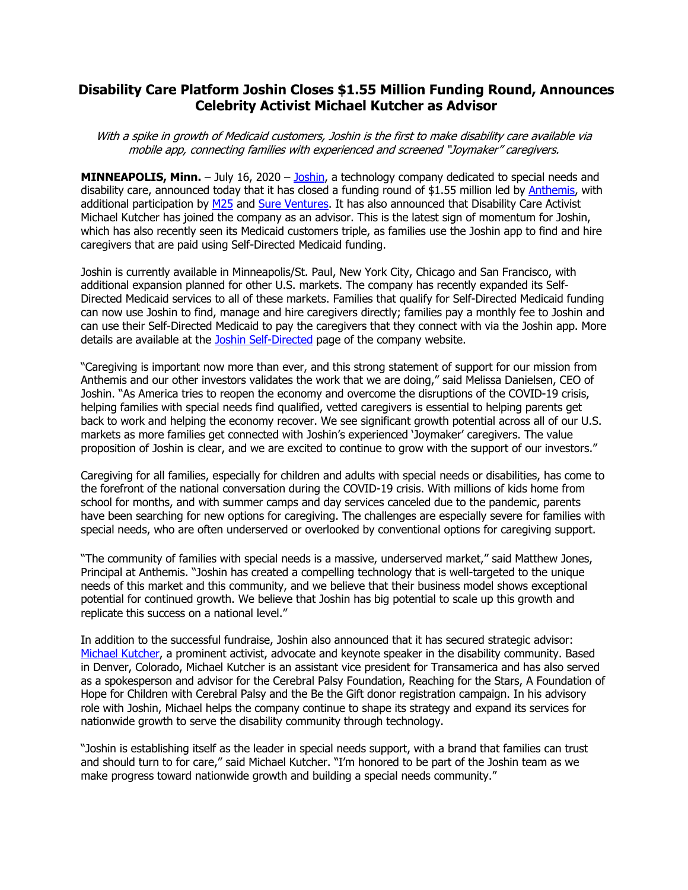# Disability Care Platform Joshin Closes $1.55 Million Funding Round, Announces Celebrity Activist Michael Kutcher as Advisor

*With a spike in growth of Medicaid customers, Joshin is the first to make disability care available via mobile app, connecting families with experienced and screened "Joymaker" caregivers.*

**MINNEAPOLIS, Minn.** – July 16, 2020 – Joshin, a technology company dedicated to special needs and disability care, announced today that it has closed a funding round of $1.55 million led by Anthemis, with additional participation by M25 and Sure Ventures. It has also announced that Disability Care Activist Michael Kutcher has joined the company as an advisor. This is the latest sign of momentum for Joshin, which has also recently seen its Medicaid customers triple, as families use the Joshin app to find and hire caregivers that are paid using Self-Directed Medicaid funding.

Joshin is currently available in Minneapolis/St. Paul, New York City, Chicago and San Francisco, with additional expansion planned for other U.S. markets. The company has recently expanded its Self-Directed Medicaid services to all of these markets. Families that qualify for Self-Directed Medicaid funding can now use Joshin to find, manage and hire caregivers directly; families pay a monthly fee to Joshin and can use their Self-Directed Medicaid to pay the caregivers that they connect with via the Joshin app. More details are available at the Joshin Self-Directed page of the company website.

"Caregiving is important now more than ever, and this strong statement of support for our mission from Anthemis and our other investors validates the work that we are doing," said Melissa Danielsen, CEO of Joshin. "As America tries to reopen the economy and overcome the disruptions of the COVID-19 crisis, helping families with special needs find qualified, vetted caregivers is essential to helping parents get back to work and helping the economy recover. We see significant growth potential across all of our U.S. markets as more families get connected with Joshin's experienced 'Joymaker' caregivers. The value proposition of Joshin is clear, and we are excited to continue to grow with the support of our investors."

Caregiving for all families, especially for children and adults with special needs or disabilities, has come to the forefront of the national conversation during the COVID-19 crisis. With millions of kids home from school for months, and with summer camps and day services canceled due to the pandemic, parents have been searching for new options for caregiving. The challenges are especially severe for families with special needs, who are often underserved or overlooked by conventional options for caregiving support.

"The community of families with special needs is a massive, underserved market," said Matthew Jones, Principal at Anthemis. "Joshin has created a compelling technology that is well-targeted to the unique needs of this market and this community, and we believe that their business model shows exceptional potential for continued growth. We believe that Joshin has big potential to scale up this growth and replicate this success on a national level."

In addition to the successful fundraise, Joshin also announced that it has secured strategic advisor: Michael Kutcher, a prominent activist, advocate and keynote speaker in the disability community. Based in Denver, Colorado, Michael Kutcher is an assistant vice president for Transamerica and has also served as a spokesperson and advisor for the Cerebral Palsy Foundation, Reaching for the Stars, A Foundation of Hope for Children with Cerebral Palsy and the Be the Gift donor registration campaign. In his advisory role with Joshin, Michael helps the company continue to shape its strategy and expand its services for nationwide growth to serve the disability community through technology.

"Joshin is establishing itself as the leader in special needs support, with a brand that families can trust and should turn to for care," said Michael Kutcher. "I'm honored to be part of the Joshin team as we make progress toward nationwide growth and building a special needs community."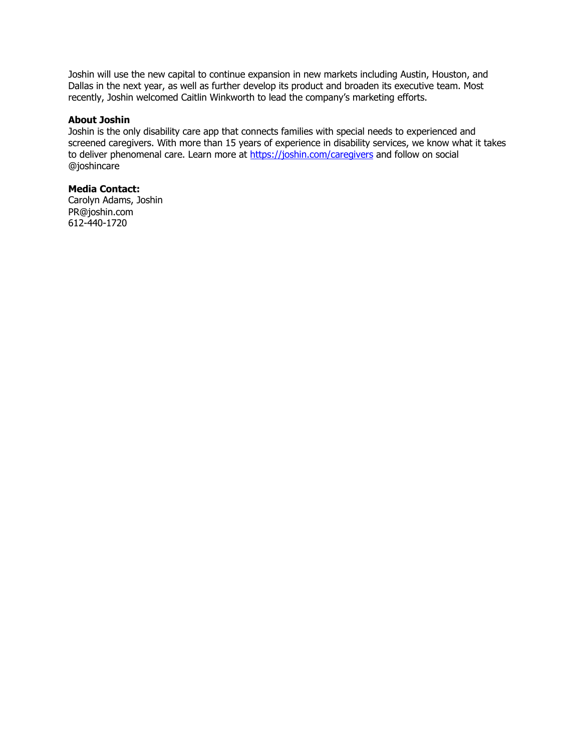Joshin will use the new capital to continue expansion in new markets including Austin, Houston, and Dallas in the next year, as well as further develop its product and broaden its executive team. Most recently, Joshin welcomed Caitlin Winkworth to lead the company's marketing efforts.

**About Joshin**
Joshin is the only disability care app that connects families with special needs to experienced and screened caregivers. With more than 15 years of experience in disability services, we know what it takes to deliver phenomenal care. Learn more at [https://joshin.com/caregivers](https://joshin.com/caregivers) and follow on social @joshincare

**Media Contact:**
Carolyn Adams, Joshin
PR@joshin.com
612-440-1720